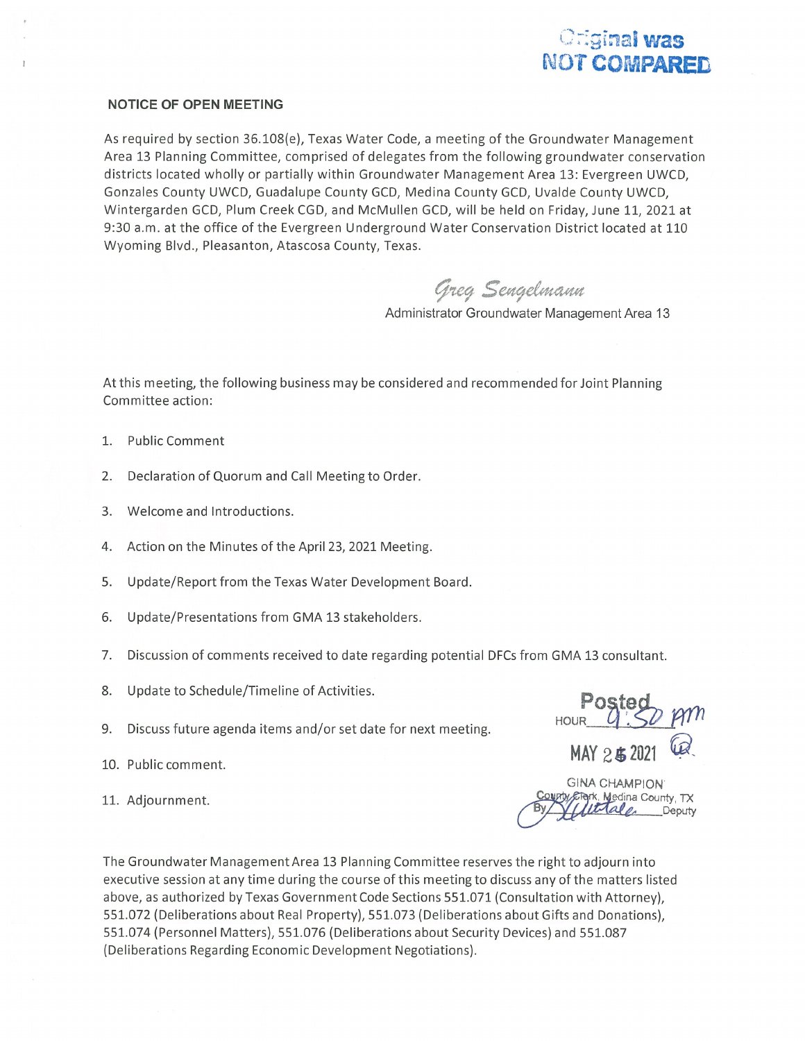Original was NOT COMPARED

**NOTICE OF OPEN MEETING**

As required by section 36.108(e), Texas Water Code, a meeting of the Groundwater Management Area 13 Planning Committee, comprised of delegates from the following groundwater conservation districts located wholly or partially within Groundwater Management Area 13: Evergreen UWCD, Gonzales County UWCD, Guadalupe County GCD, Medina County GCD, Uvalde County UWCD, Wintergarden GCD, Plum Creek CGD, and McMullen GCD, will be held on Friday, June 11, 2021 at 9:30 a.m. at the office of the Evergreen Underground Water Conservation District located at 110 Wyoming Blvd., Pleasanton, Atascosa County, Texas.

*Greg Sengelmann*
Administrator Groundwater Management Area 13

At this meeting, the following business may be considered and recommended for Joint Planning Committee action:

1. Public Comment
2. Declaration of Quorum and Call Meeting to Order.
3. Welcome and Introductions.
4. Action on the Minutes of the April 23, 2021 Meeting.
5. Update/Report from the Texas Water Development Board.
6. Update/Presentations from GMA 13 stakeholders.
7. Discussion of comments received to date regarding potential DFCs from GMA 13 consultant.
8. Update to Schedule/Timeline of Activities.
9. Discuss future agenda items and/or set date for next meeting.
10. Public comment.
11. Adjournment.

Posted
HOUR 9:50 am
MAY 25 2021
GINA CHAMPION
County Clerk, Medina County, TX
By ________ Deputy

The Groundwater Management Area 13 Planning Committee reserves the right to adjourn into executive session at any time during the course of this meeting to discuss any of the matters listed above, as authorized by Texas Government Code Sections 551.071 (Consultation with Attorney), 551.072 (Deliberations about Real Property), 551.073 (Deliberations about Gifts and Donations), 551.074 (Personnel Matters), 551.076 (Deliberations about Security Devices) and 551.087 (Deliberations Regarding Economic Development Negotiations).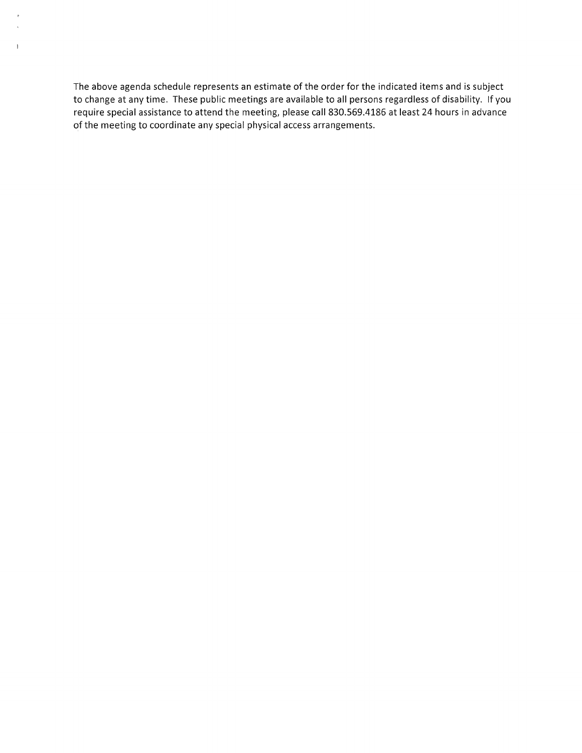The above agenda schedule represents an estimate of the order for the indicated items and is subject to change at any time. These public meetings are available to all persons regardless of disability. If you require special assistance to attend the meeting, please call 830.569.4186 at least 24 hours in advance of the meeting to coordinate any special physical access arrangements.